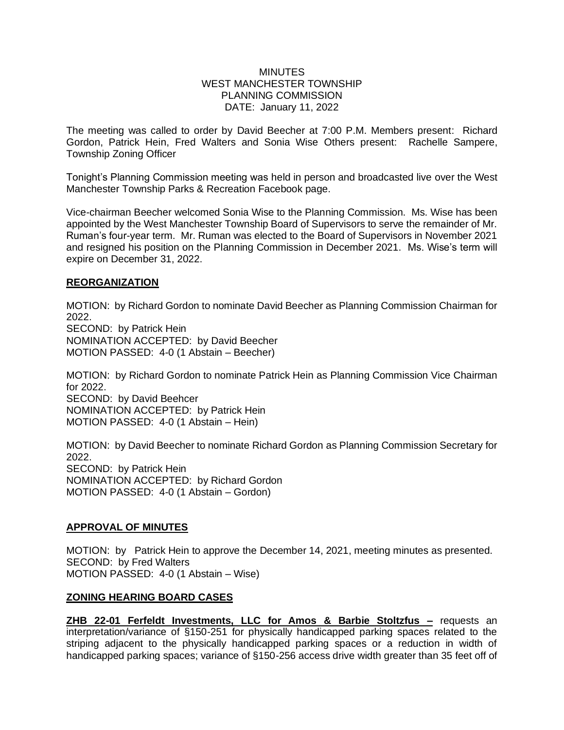MINUTES
WEST MANCHESTER TOWNSHIP
PLANNING COMMISSION
DATE: January 11, 2022

The meeting was called to order by David Beecher at 7:00 P.M. Members present: Richard Gordon, Patrick Hein, Fred Walters and Sonia Wise Others present: Rachelle Sampere, Township Zoning Officer

Tonight's Planning Commission meeting was held in person and broadcasted live over the West Manchester Township Parks & Recreation Facebook page.

Vice-chairman Beecher welcomed Sonia Wise to the Planning Commission. Ms. Wise has been appointed by the West Manchester Township Board of Supervisors to serve the remainder of Mr. Ruman's four-year term. Mr. Ruman was elected to the Board of Supervisors in November 2021 and resigned his position on the Planning Commission in December 2021. Ms. Wise's term will expire on December 31, 2022.

## REORGANIZATION

MOTION: by Richard Gordon to nominate David Beecher as Planning Commission Chairman for 2022.
SECOND: by Patrick Hein
NOMINATION ACCEPTED: by David Beecher
MOTION PASSED: 4-0 (1 Abstain – Beecher)

MOTION: by Richard Gordon to nominate Patrick Hein as Planning Commission Vice Chairman for 2022.
SECOND: by David Beehcer
NOMINATION ACCEPTED: by Patrick Hein
MOTION PASSED: 4-0 (1 Abstain – Hein)

MOTION: by David Beecher to nominate Richard Gordon as Planning Commission Secretary for 2022.
SECOND: by Patrick Hein
NOMINATION ACCEPTED: by Richard Gordon
MOTION PASSED: 4-0 (1 Abstain – Gordon)

## APPROVAL OF MINUTES

MOTION: by Patrick Hein to approve the December 14, 2021, meeting minutes as presented.
SECOND: by Fred Walters
MOTION PASSED: 4-0 (1 Abstain – Wise)

## ZONING HEARING BOARD CASES

**ZHB 22-01 Ferfeldt Investments, LLC for Amos & Barbie Stoltzfus –** requests an interpretation/variance of §150-251 for physically handicapped parking spaces related to the striping adjacent to the physically handicapped parking spaces or a reduction in width of handicapped parking spaces; variance of §150-256 access drive width greater than 35 feet off of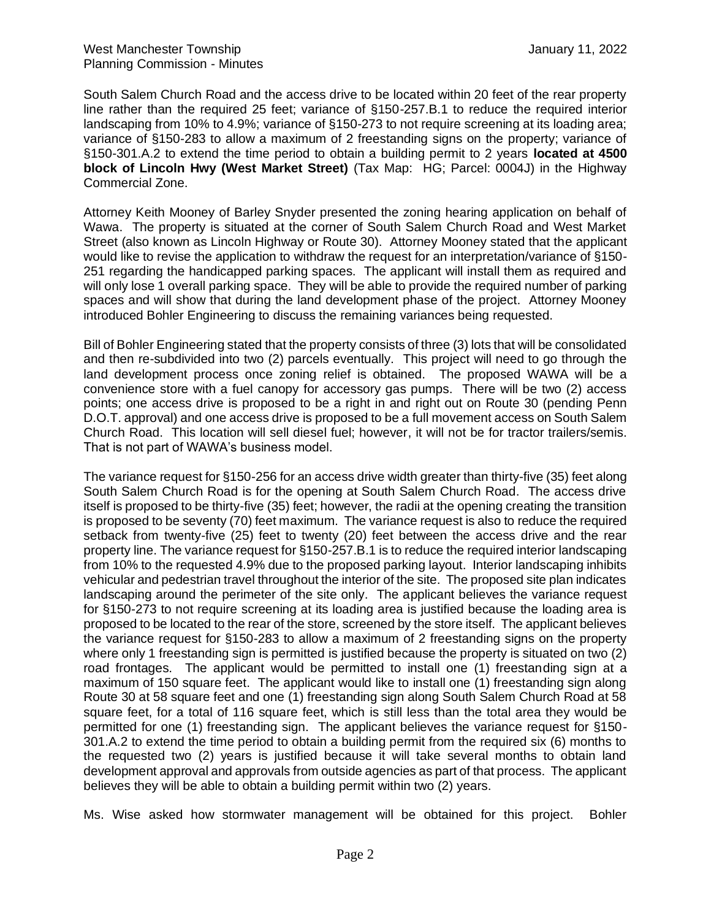South Salem Church Road and the access drive to be located within 20 feet of the rear property line rather than the required 25 feet; variance of §150-257.B.1 to reduce the required interior landscaping from 10% to 4.9%; variance of §150-273 to not require screening at its loading area; variance of §150-283 to allow a maximum of 2 freestanding signs on the property; variance of §150-301.A.2 to extend the time period to obtain a building permit to 2 years **located at 4500 block of Lincoln Hwy (West Market Street)** (Tax Map: HG; Parcel: 0004J) in the Highway Commercial Zone.

Attorney Keith Mooney of Barley Snyder presented the zoning hearing application on behalf of Wawa. The property is situated at the corner of South Salem Church Road and West Market Street (also known as Lincoln Highway or Route 30). Attorney Mooney stated that the applicant would like to revise the application to withdraw the request for an interpretation/variance of §150-251 regarding the handicapped parking spaces. The applicant will install them as required and will only lose 1 overall parking space. They will be able to provide the required number of parking spaces and will show that during the land development phase of the project. Attorney Mooney introduced Bohler Engineering to discuss the remaining variances being requested.

Bill of Bohler Engineering stated that the property consists of three (3) lots that will be consolidated and then re-subdivided into two (2) parcels eventually. This project will need to go through the land development process once zoning relief is obtained. The proposed WAWA will be a convenience store with a fuel canopy for accessory gas pumps. There will be two (2) access points; one access drive is proposed to be a right in and right out on Route 30 (pending Penn D.O.T. approval) and one access drive is proposed to be a full movement access on South Salem Church Road. This location will sell diesel fuel; however, it will not be for tractor trailers/semis. That is not part of WAWA's business model.

The variance request for §150-256 for an access drive width greater than thirty-five (35) feet along South Salem Church Road is for the opening at South Salem Church Road. The access drive itself is proposed to be thirty-five (35) feet; however, the radii at the opening creating the transition is proposed to be seventy (70) feet maximum. The variance request is also to reduce the required setback from twenty-five (25) feet to twenty (20) feet between the access drive and the rear property line. The variance request for §150-257.B.1 is to reduce the required interior landscaping from 10% to the requested 4.9% due to the proposed parking layout. Interior landscaping inhibits vehicular and pedestrian travel throughout the interior of the site. The proposed site plan indicates landscaping around the perimeter of the site only. The applicant believes the variance request for §150-273 to not require screening at its loading area is justified because the loading area is proposed to be located to the rear of the store, screened by the store itself. The applicant believes the variance request for §150-283 to allow a maximum of 2 freestanding signs on the property where only 1 freestanding sign is permitted is justified because the property is situated on two (2) road frontages. The applicant would be permitted to install one (1) freestanding sign at a maximum of 150 square feet. The applicant would like to install one (1) freestanding sign along Route 30 at 58 square feet and one (1) freestanding sign along South Salem Church Road at 58 square feet, for a total of 116 square feet, which is still less than the total area they would be permitted for one (1) freestanding sign. The applicant believes the variance request for §150-301.A.2 to extend the time period to obtain a building permit from the required six (6) months to the requested two (2) years is justified because it will take several months to obtain land development approval and approvals from outside agencies as part of that process. The applicant believes they will be able to obtain a building permit within two (2) years.

Ms. Wise asked how stormwater management will be obtained for this project. Bohler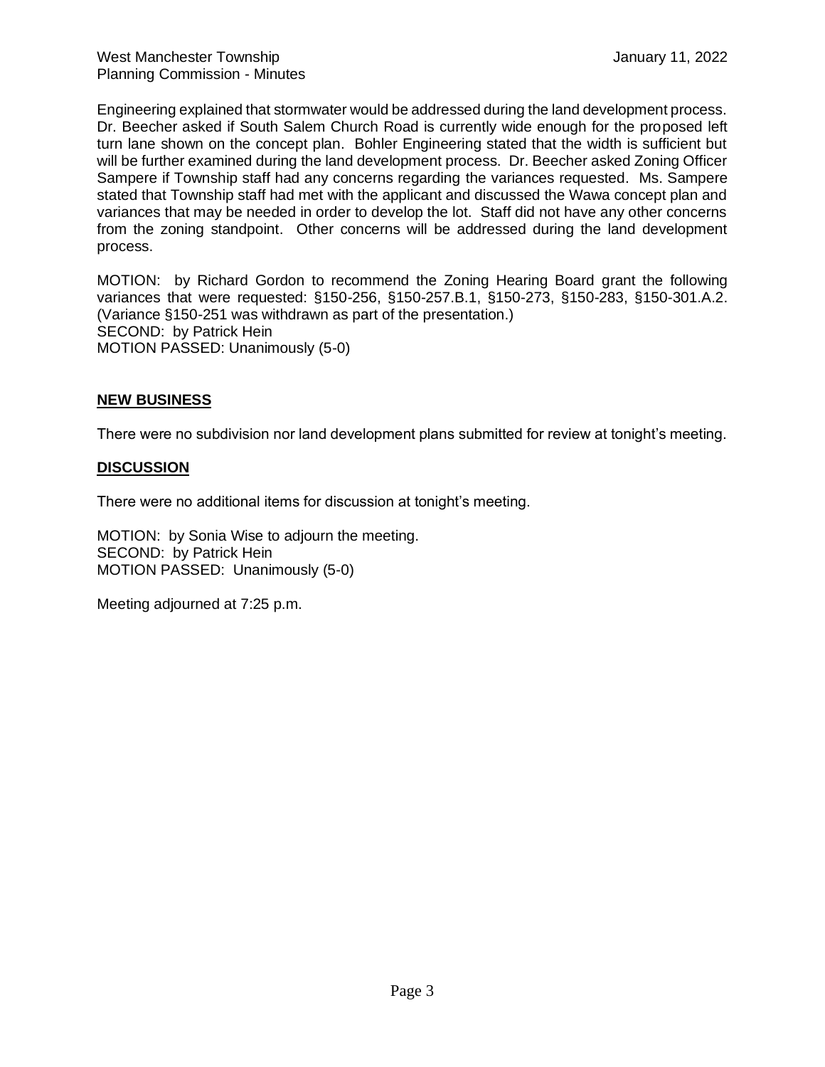Engineering explained that stormwater would be addressed during the land development process. Dr. Beecher asked if South Salem Church Road is currently wide enough for the proposed left turn lane shown on the concept plan. Bohler Engineering stated that the width is sufficient but will be further examined during the land development process. Dr. Beecher asked Zoning Officer Sampere if Township staff had any concerns regarding the variances requested. Ms. Sampere stated that Township staff had met with the applicant and discussed the Wawa concept plan and variances that may be needed in order to develop the lot. Staff did not have any other concerns from the zoning standpoint. Other concerns will be addressed during the land development process.

MOTION: by Richard Gordon to recommend the Zoning Hearing Board grant the following variances that were requested: §150-256, §150-257.B.1, §150-273, §150-283, §150-301.A.2. (Variance §150-251 was withdrawn as part of the presentation.)
SECOND: by Patrick Hein
MOTION PASSED: Unanimously (5-0)

**NEW BUSINESS**

There were no subdivision nor land development plans submitted for review at tonight's meeting.

**DISCUSSION**

There were no additional items for discussion at tonight's meeting.

MOTION: by Sonia Wise to adjourn the meeting.
SECOND: by Patrick Hein
MOTION PASSED: Unanimously (5-0)

Meeting adjourned at 7:25 p.m.